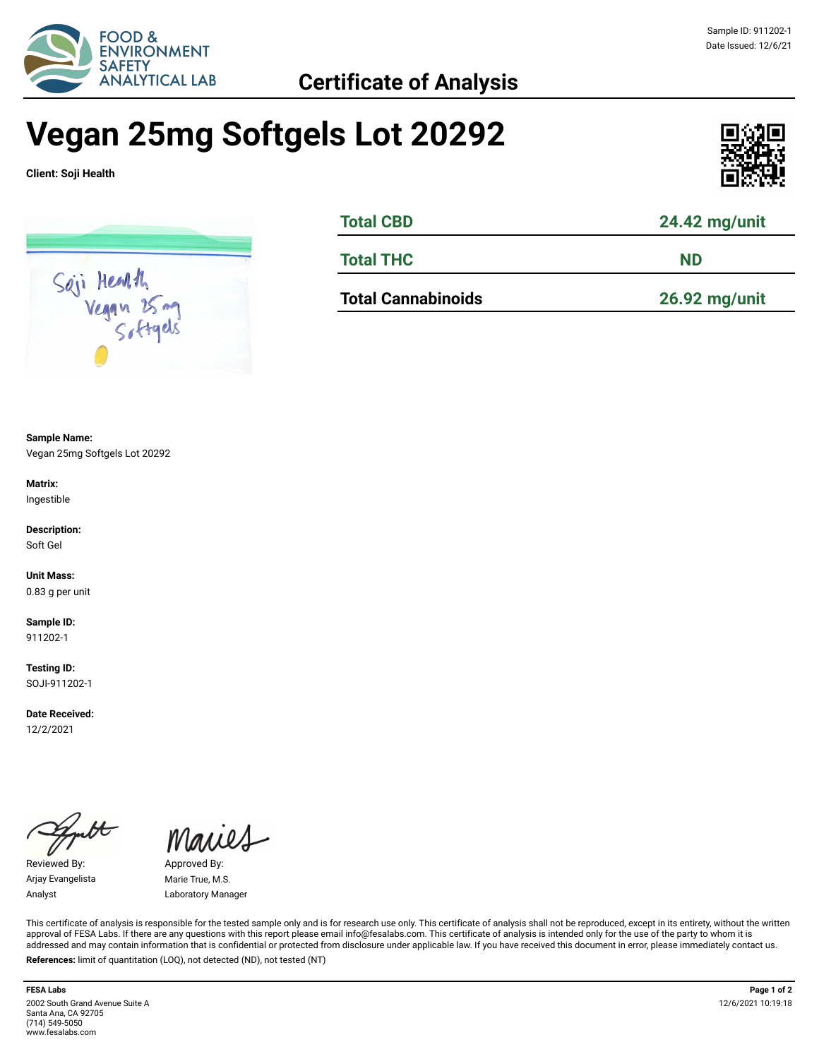Sample ID: 911202-1
Date Issued: 12/6/21

FOOD & ENVIRONMENT SAFETY ANALYTICAL LAB

## Certificate of Analysis

# Vegan 25mg Softgels Lot 20292

**Client: Soji Health**

| | |
|---|---|
| **Total CBD** | **24.42 mg/unit** |
| **Total THC** | **ND** |
| **Total Cannabinoids** | **26.92 mg/unit** |

**Sample Name:**
Vegan 25mg Softgels Lot 20292

**Matrix:**
Ingestible

**Description:**
Soft Gel

**Unit Mass:**
0.83 g per unit

**Sample ID:**
911202-1

**Testing ID:**
SOJI-911202-1

**Date Received:**
12/2/2021

Reviewed By:
Arjay Evangelista
Analyst

Approved By:
Marie True, M.S.
Laboratory Manager

This certificate of analysis is responsible for the tested sample only and is for research use only. This certificate of analysis shall not be reproduced, except in its entirety, without the written approval of FESA Labs. If there are any questions with this report please email info@fesalabs.com. This certificate of analysis is intended only for the use of the party to whom it is addressed and may contain information that is confidential or protected from disclosure under applicable law. If you have received this document in error, please immediately contact us.

**References:** limit of quantitation (LOQ), not detected (ND), not tested (NT)

**FESA Labs**
2002 South Grand Avenue Suite A
Santa Ana, CA 92705
(714) 549-5050
www.fesalabs.com

12/6/2021 10:19:18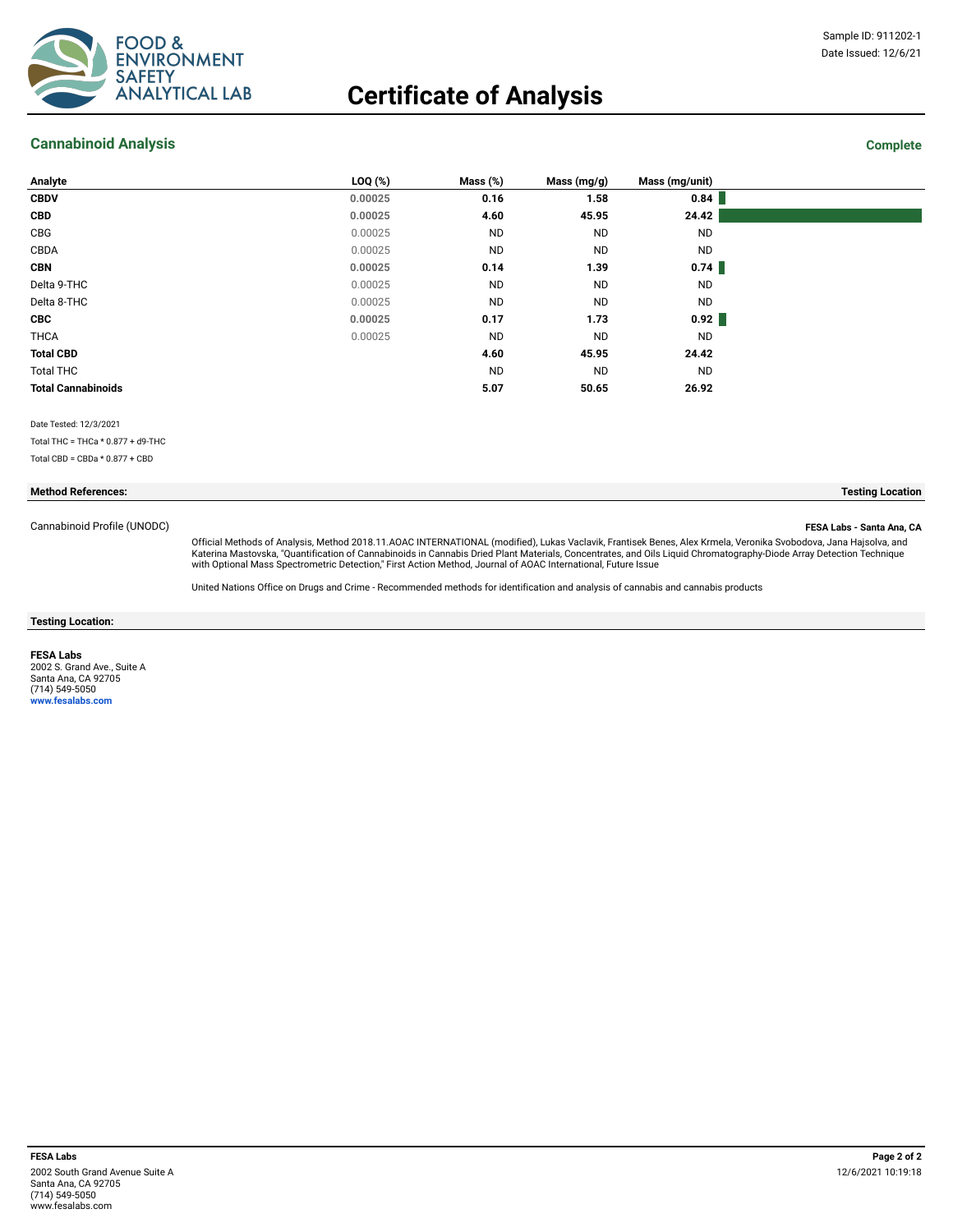Sample ID: 911202-1
Date Issued: 12/6/21

# Certificate of Analysis

## Cannabinoid Analysis

**Complete**

| Analyte | LOQ (%) | Mass (%) | Mass (mg/g) | Mass (mg/unit) |
|---|---|---|---|---|
| **CBDV** | 0.00025 | 0.16 | 1.58 | 0.84 |
| **CBD** | 0.00025 | 4.60 | 45.95 | 24.42 |
| CBG | 0.00025 | ND | ND | ND |
| CBDA | 0.00025 | ND | ND | ND |
| **CBN** | 0.00025 | 0.14 | 1.39 | 0.74 |
| Delta 9-THC | 0.00025 | ND | ND | ND |
| Delta 8-THC | 0.00025 | ND | ND | ND |
| **CBC** | 0.00025 | 0.17 | 1.73 | 0.92 |
| THCA | 0.00025 | ND | ND | ND |
| **Total CBD** | | 4.60 | 45.95 | 24.42 |
| Total THC | | ND | ND | ND |
| **Total Cannabinoids** | | 5.07 | 50.65 | 26.92 |

Date Tested: 12/3/2021

Total THC = THCa * 0.877 + d9-THC

Total CBD = CBDa * 0.877 + CBD

**Method References:** **Testing Location**

Cannabinoid Profile (UNODC) — **FESA Labs - Santa Ana, CA**

Official Methods of Analysis, Method 2018.11.AOAC INTERNATIONAL (modified), Lukas Vaclavik, Frantisek Benes, Alex Krmela, Veronika Svobodova, Jana Hajsolva, and Katerina Mastovska, "Quantification of Cannabinoids in Cannabis Dried Plant Materials, Concentrates, and Oils Liquid Chromatography-Diode Array Detection Technique with Optional Mass Spectrometric Detection," First Action Method, Journal of AOAC International, Future Issue

United Nations Office on Drugs and Crime - Recommended methods for identification and analysis of cannabis and cannabis products

**Testing Location:**

**FESA Labs**
2002 S. Grand Ave., Suite A
Santa Ana, CA 92705
(714) 549-5050
www.fesalabs.com